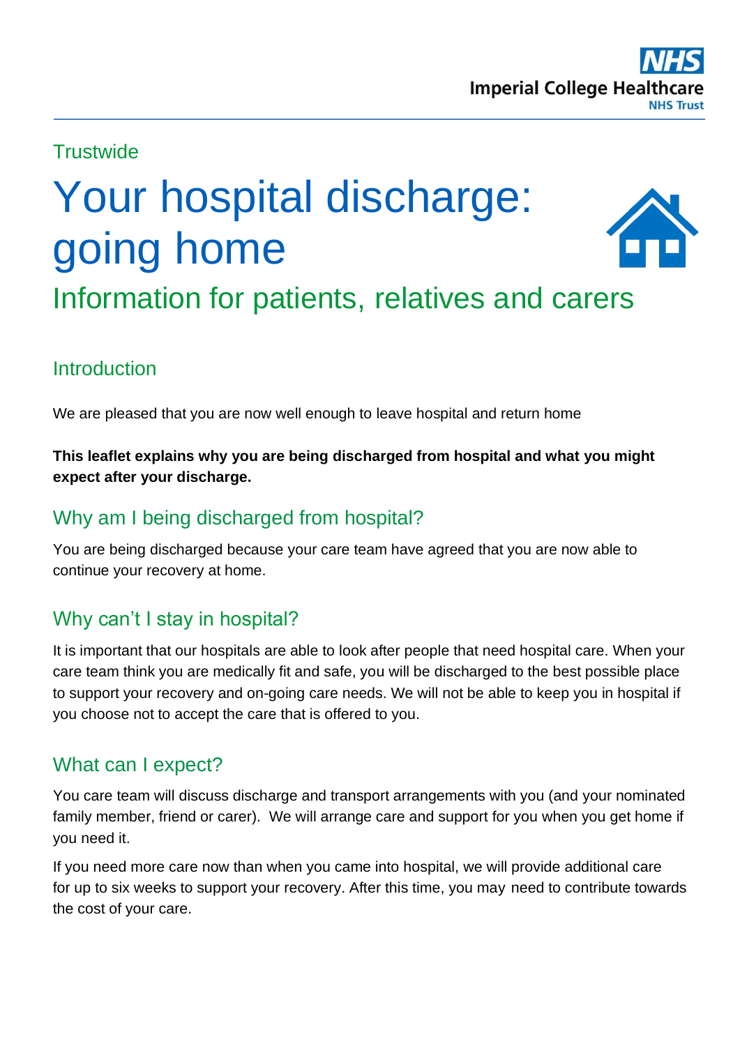Imperial College Healthcare NHS Trust

Trustwide

# Your hospital discharge: going home

## Information for patients, relatives and carers

### Introduction

We are pleased that you are now well enough to leave hospital and return home

**This leaflet explains why you are being discharged from hospital and what you might expect after your discharge.**

### Why am I being discharged from hospital?

You are being discharged because your care team have agreed that you are now able to continue your recovery at home.

### Why can't I stay in hospital?

It is important that our hospitals are able to look after people that need hospital care. When your care team think you are medically fit and safe, you will be discharged to the best possible place to support your recovery and on-going care needs. We will not be able to keep you in hospital if you choose not to accept the care that is offered to you.

### What can I expect?

You care team will discuss discharge and transport arrangements with you (and your nominated family member, friend or carer). We will arrange care and support for you when you get home if you need it.

If you need more care now than when you came into hospital, we will provide additional care for up to six weeks to support your recovery. After this time, you may need to contribute towards the cost of your care.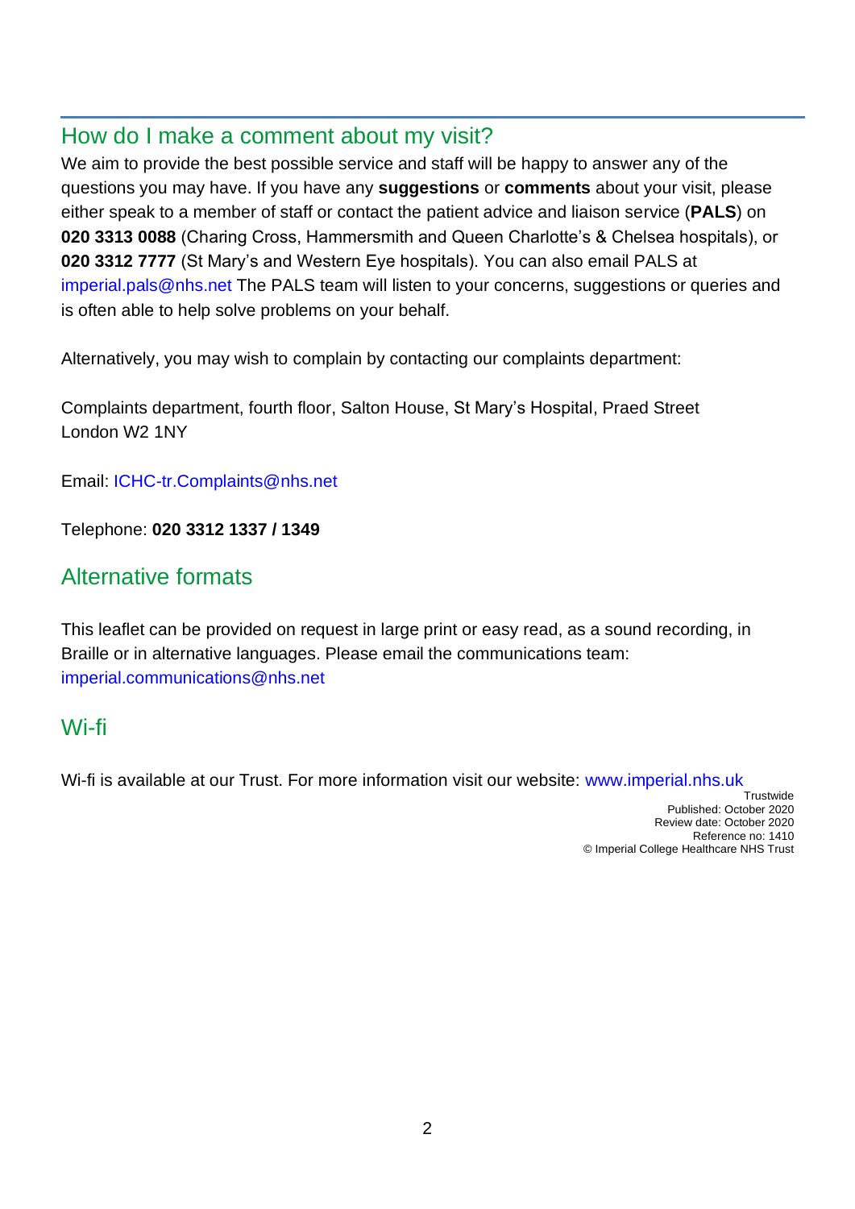## How do I make a comment about my visit?

We aim to provide the best possible service and staff will be happy to answer any of the questions you may have. If you have any **suggestions** or **comments** about your visit, please either speak to a member of staff or contact the patient advice and liaison service (**PALS**) on **020 3313 0088** (Charing Cross, Hammersmith and Queen Charlotte's & Chelsea hospitals), or **020 3312 7777** (St Mary's and Western Eye hospitals). You can also email PALS at imperial.pals@nhs.net The PALS team will listen to your concerns, suggestions or queries and is often able to help solve problems on your behalf.

Alternatively, you may wish to complain by contacting our complaints department:

Complaints department, fourth floor, Salton House, St Mary's Hospital, Praed Street
London W2 1NY

Email: ICHC-tr.Complaints@nhs.net

Telephone: **020 3312 1337 / 1349**

## Alternative formats

This leaflet can be provided on request in large print or easy read, as a sound recording, in Braille or in alternative languages. Please email the communications team: imperial.communications@nhs.net

## Wi-fi

Wi-fi is available at our Trust. For more information visit our website: www.imperial.nhs.uk

Trustwide
Published: October 2020
Review date: October 2020
Reference no: 1410
© Imperial College Healthcare NHS Trust